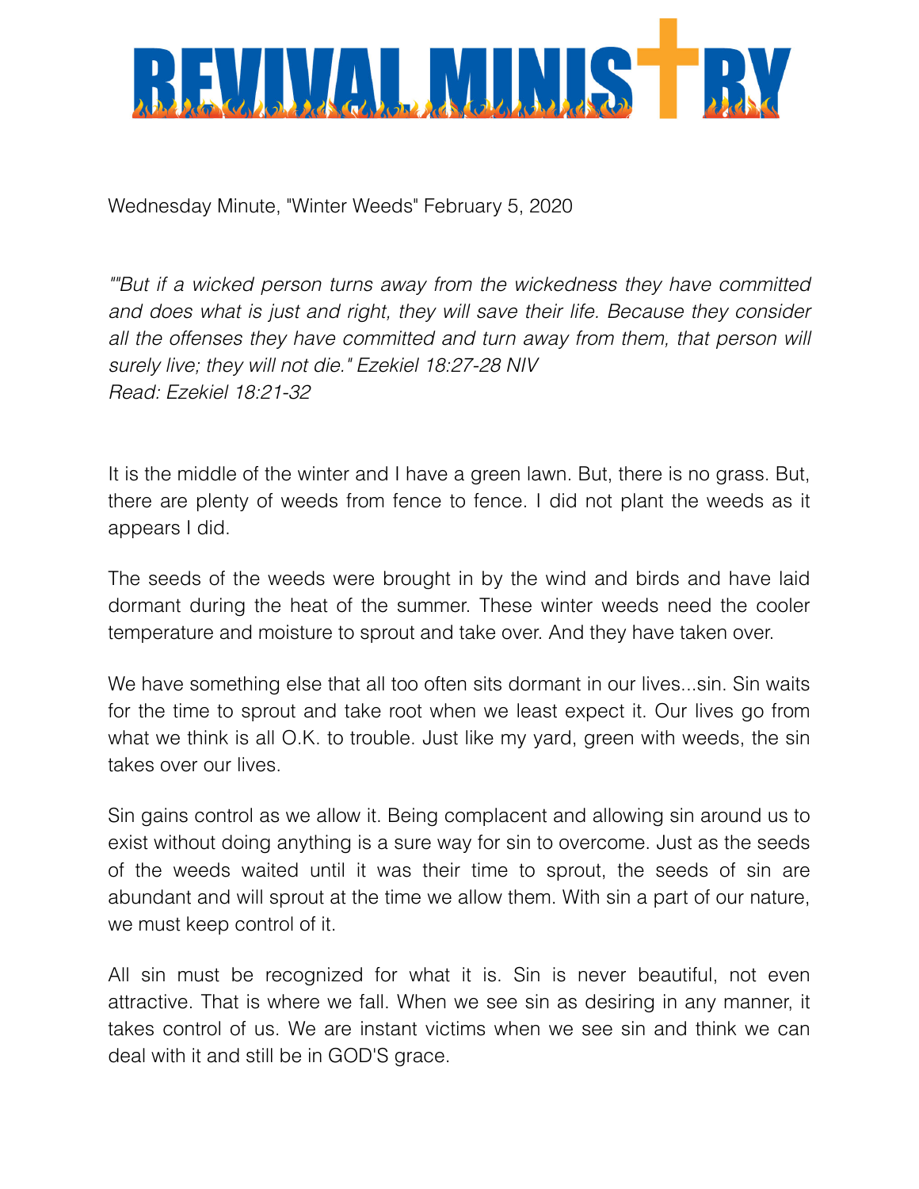# REVIVAL MINISTRY

Wednesday Minute, "Winter Weeds" February 5, 2020

*""But if a wicked person turns away from the wickedness they have committed and does what is just and right, they will save their life. Because they consider all the offenses they have committed and turn away from them, that person will surely live; they will not die." Ezekiel 18:27-28 NIV*
*Read: Ezekiel 18:21-32*

It is the middle of the winter and I have a green lawn. But, there is no grass. But, there are plenty of weeds from fence to fence. I did not plant the weeds as it appears I did.

The seeds of the weeds were brought in by the wind and birds and have laid dormant during the heat of the summer. These winter weeds need the cooler temperature and moisture to sprout and take over. And they have taken over.

We have something else that all too often sits dormant in our lives...sin. Sin waits for the time to sprout and take root when we least expect it. Our lives go from what we think is all O.K. to trouble. Just like my yard, green with weeds, the sin takes over our lives.

Sin gains control as we allow it. Being complacent and allowing sin around us to exist without doing anything is a sure way for sin to overcome. Just as the seeds of the weeds waited until it was their time to sprout, the seeds of sin are abundant and will sprout at the time we allow them. With sin a part of our nature, we must keep control of it.

All sin must be recognized for what it is. Sin is never beautiful, not even attractive. That is where we fall. When we see sin as desiring in any manner, it takes control of us. We are instant victims when we see sin and think we can deal with it and still be in GOD'S grace.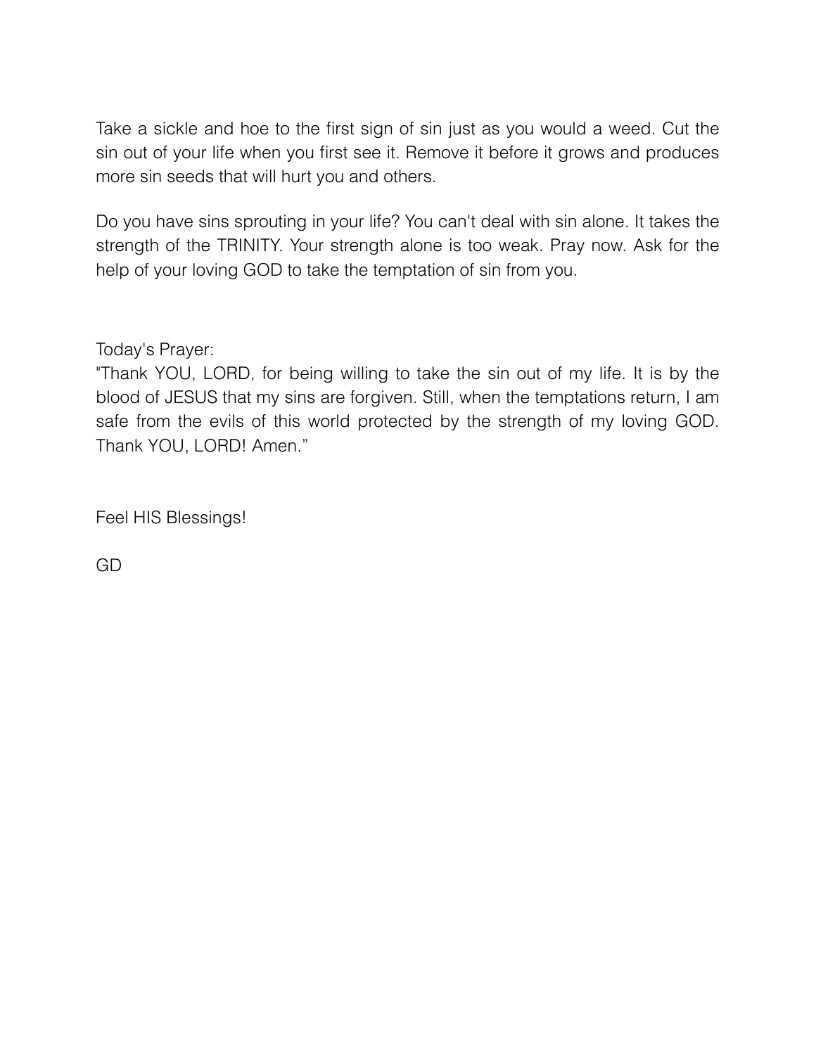Take a sickle and hoe to the first sign of sin just as you would a weed. Cut the sin out of your life when you first see it. Remove it before it grows and produces more sin seeds that will hurt you and others.

Do you have sins sprouting in your life? You can't deal with sin alone. It takes the strength of the TRINITY. Your strength alone is too weak. Pray now. Ask for the help of your loving GOD to take the temptation of sin from you.

Today's Prayer:
"Thank YOU, LORD, for being willing to take the sin out of my life. It is by the blood of JESUS that my sins are forgiven. Still, when the temptations return, I am safe from the evils of this world protected by the strength of my loving GOD. Thank YOU, LORD! Amen."

Feel HIS Blessings!

GD